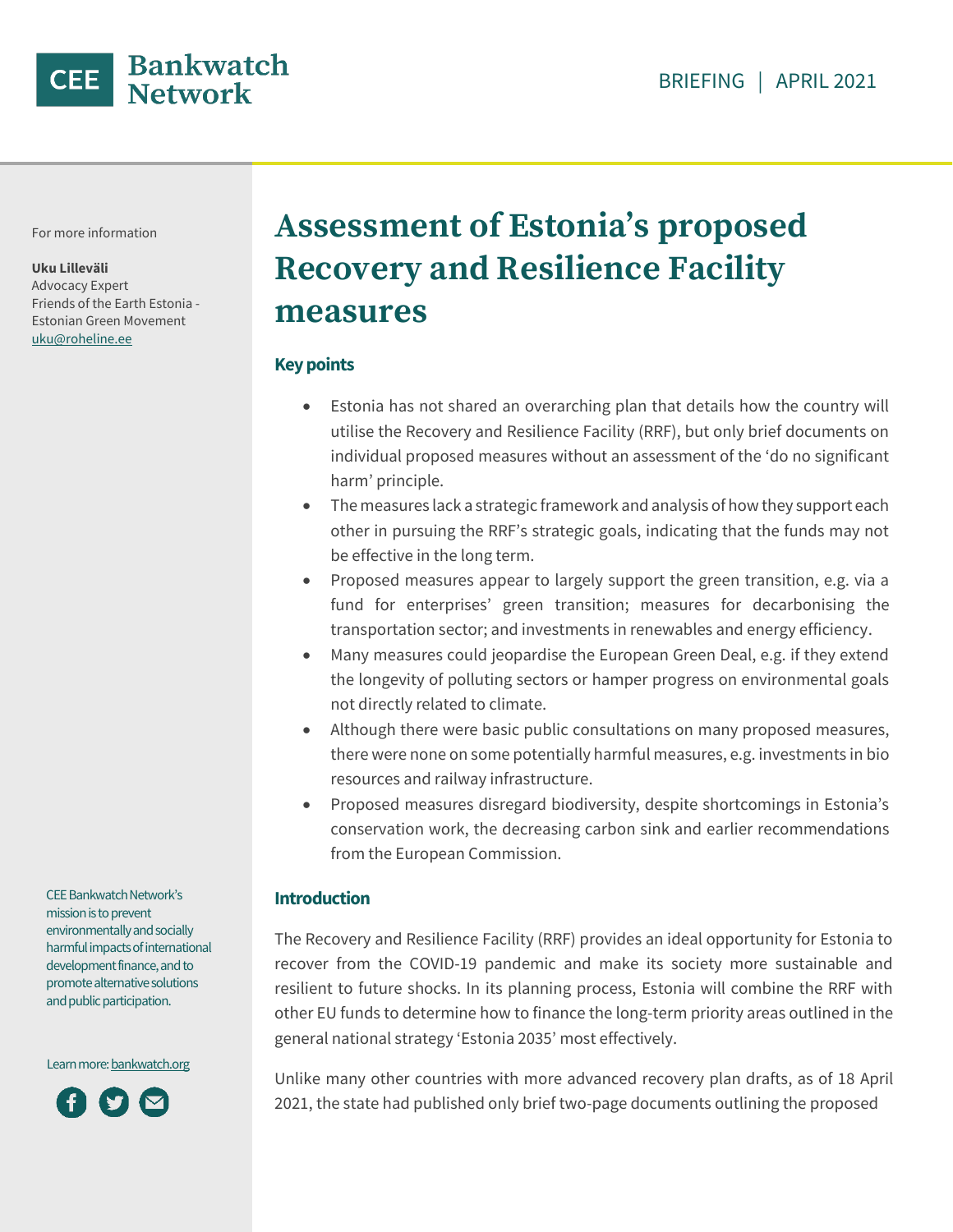CEE Bankwatch Network

BRIEFING | APRIL 2021

For more information

**Uku Lilleväli**
Advocacy Expert
Friends of the Earth Estonia - Estonian Green Movement
uku@roheline.ee

# Assessment of Estonia's proposed Recovery and Resilience Facility measures

### Key points

- Estonia has not shared an overarching plan that details how the country will utilise the Recovery and Resilience Facility (RRF), but only brief documents on individual proposed measures without an assessment of the 'do no significant harm' principle.
- The measures lack a strategic framework and analysis of how they support each other in pursuing the RRF's strategic goals, indicating that the funds may not be effective in the long term.
- Proposed measures appear to largely support the green transition, e.g. via a fund for enterprises' green transition; measures for decarbonising the transportation sector; and investments in renewables and energy efficiency.
- Many measures could jeopardise the European Green Deal, e.g. if they extend the longevity of polluting sectors or hamper progress on environmental goals not directly related to climate.
- Although there were basic public consultations on many proposed measures, there were none on some potentially harmful measures, e.g. investments in bio resources and railway infrastructure.
- Proposed measures disregard biodiversity, despite shortcomings in Estonia's conservation work, the decreasing carbon sink and earlier recommendations from the European Commission.

### Introduction

The Recovery and Resilience Facility (RRF) provides an ideal opportunity for Estonia to recover from the COVID-19 pandemic and make its society more sustainable and resilient to future shocks. In its planning process, Estonia will combine the RRF with other EU funds to determine how to finance the long-term priority areas outlined in the general national strategy 'Estonia 2035' most effectively.

Unlike many other countries with more advanced recovery plan drafts, as of 18 April 2021, the state had published only brief two-page documents outlining the proposed

CEE Bankwatch Network's mission is to prevent environmentally and socially harmful impacts of international development finance, and to promote alternative solutions and public participation.

Learn more: bankwatch.org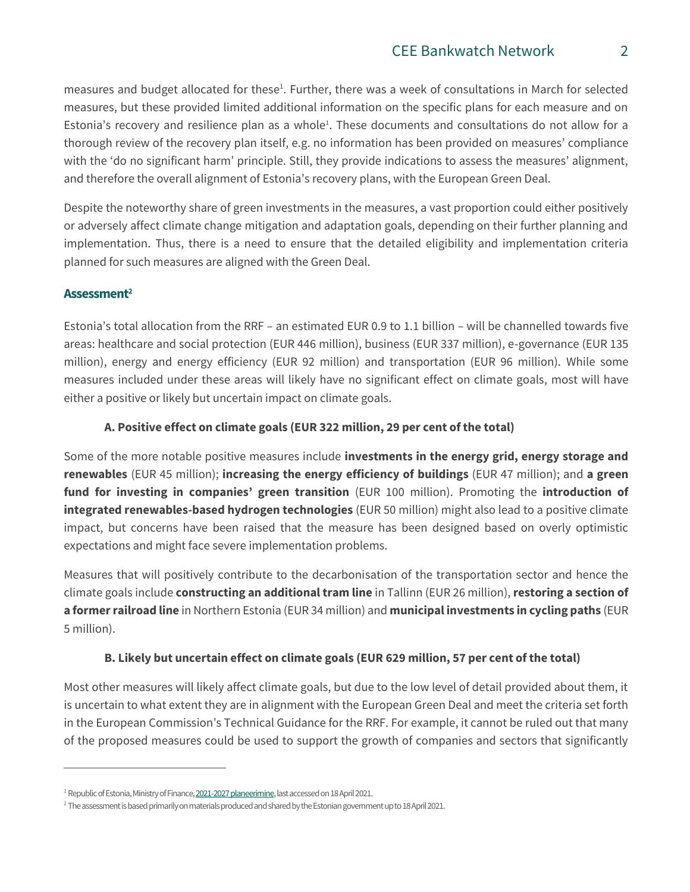measures and budget allocated for these[1]. Further, there was a week of consultations in March for selected measures, but these provided limited additional information on the specific plans for each measure and on Estonia's recovery and resilience plan as a whole[1]. These documents and consultations do not allow for a thorough review of the recovery plan itself, e.g. no information has been provided on measures' compliance with the 'do no significant harm' principle. Still, they provide indications to assess the measures' alignment, and therefore the overall alignment of Estonia's recovery plans, with the European Green Deal.

Despite the noteworthy share of green investments in the measures, a vast proportion could either positively or adversely affect climate change mitigation and adaptation goals, depending on their further planning and implementation. Thus, there is a need to ensure that the detailed eligibility and implementation criteria planned for such measures are aligned with the Green Deal.

## Assessment[2]

Estonia's total allocation from the RRF – an estimated EUR 0.9 to 1.1 billion – will be channelled towards five areas: healthcare and social protection (EUR 446 million), business (EUR 337 million), e-governance (EUR 135 million), energy and energy efficiency (EUR 92 million) and transportation (EUR 96 million). While some measures included under these areas will likely have no significant effect on climate goals, most will have either a positive or likely but uncertain impact on climate goals.

### A. Positive effect on climate goals (EUR 322 million, 29 per cent of the total)

Some of the more notable positive measures include **investments in the energy grid, energy storage and renewables** (EUR 45 million); **increasing the energy efficiency of buildings** (EUR 47 million); and **a green fund for investing in companies' green transition** (EUR 100 million). Promoting the **introduction of integrated renewables-based hydrogen technologies** (EUR 50 million) might also lead to a positive climate impact, but concerns have been raised that the measure has been designed based on overly optimistic expectations and might face severe implementation problems.

Measures that will positively contribute to the decarbonisation of the transportation sector and hence the climate goals include **constructing an additional tram line** in Tallinn (EUR 26 million), **restoring a section of a former railroad line** in Northern Estonia (EUR 34 million) and **municipal investments in cycling paths** (EUR 5 million).

### B. Likely but uncertain effect on climate goals (EUR 629 million, 57 per cent of the total)

Most other measures will likely affect climate goals, but due to the low level of detail provided about them, it is uncertain to what extent they are in alignment with the European Green Deal and meet the criteria set forth in the European Commission's Technical Guidance for the RRF. For example, it cannot be ruled out that many of the proposed measures could be used to support the growth of companies and sectors that significantly

---

[1] Republic of Estonia, Ministry of Finance, 2021-2027 planeerimine, last accessed on 18 April 2021.

[2] The assessment is based primarily on materials produced and shared by the Estonian government up to 18 April 2021.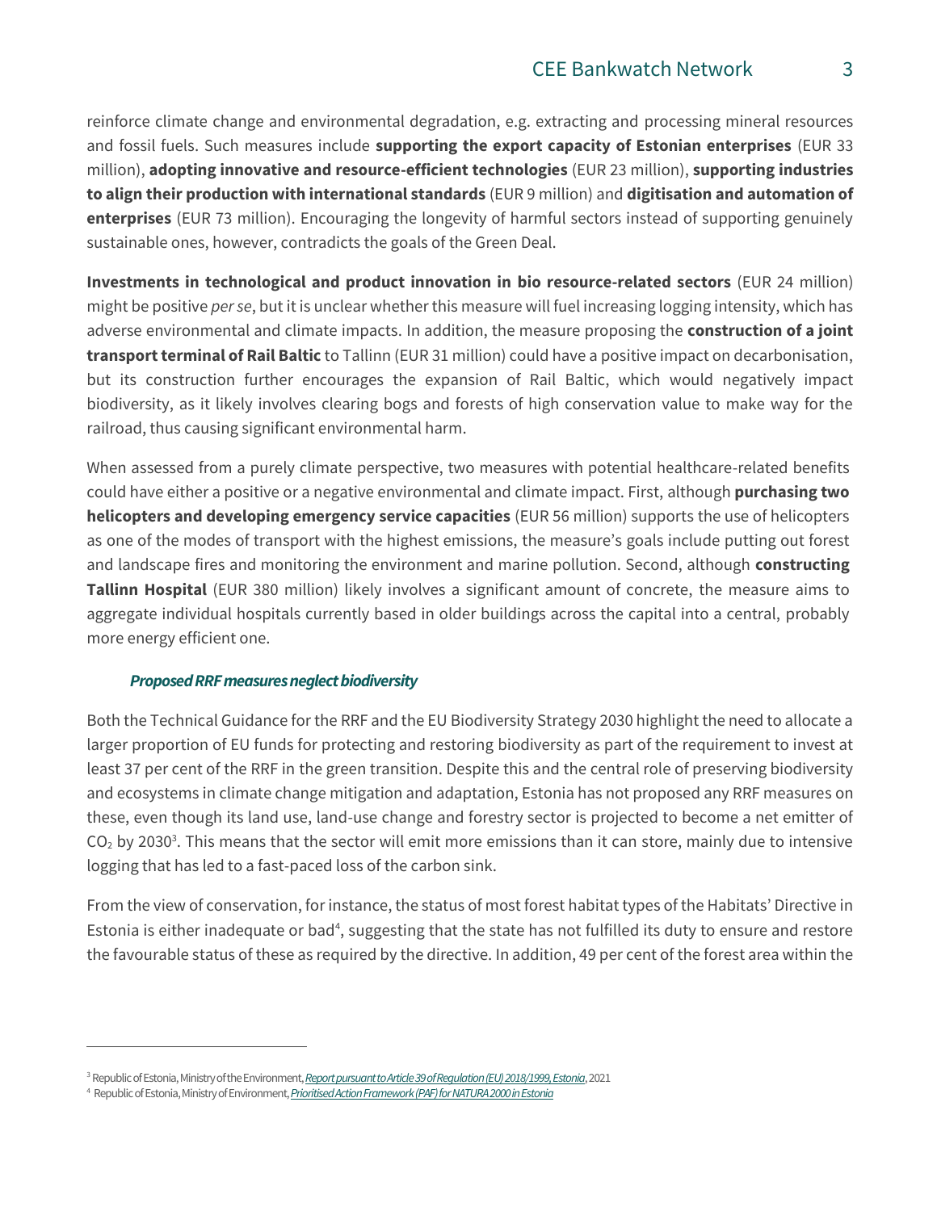reinforce climate change and environmental degradation, e.g. extracting and processing mineral resources and fossil fuels. Such measures include **supporting the export capacity of Estonian enterprises** (EUR 33 million), **adopting innovative and resource-efficient technologies** (EUR 23 million), **supporting industries to align their production with international standards** (EUR 9 million) and **digitisation and automation of enterprises** (EUR 73 million). Encouraging the longevity of harmful sectors instead of supporting genuinely sustainable ones, however, contradicts the goals of the Green Deal.

**Investments in technological and product innovation in bio resource-related sectors** (EUR 24 million) might be positive *per se*, but it is unclear whether this measure will fuel increasing logging intensity, which has adverse environmental and climate impacts. In addition, the measure proposing the **construction of a joint transport terminal of Rail Baltic** to Tallinn (EUR 31 million) could have a positive impact on decarbonisation, but its construction further encourages the expansion of Rail Baltic, which would negatively impact biodiversity, as it likely involves clearing bogs and forests of high conservation value to make way for the railroad, thus causing significant environmental harm.

When assessed from a purely climate perspective, two measures with potential healthcare-related benefits could have either a positive or a negative environmental and climate impact. First, although **purchasing two helicopters and developing emergency service capacities** (EUR 56 million) supports the use of helicopters as one of the modes of transport with the highest emissions, the measure's goals include putting out forest and landscape fires and monitoring the environment and marine pollution. Second, although **constructing Tallinn Hospital** (EUR 380 million) likely involves a significant amount of concrete, the measure aims to aggregate individual hospitals currently based in older buildings across the capital into a central, probably more energy efficient one.

### *Proposed RRF measures neglect biodiversity*

Both the Technical Guidance for the RRF and the EU Biodiversity Strategy 2030 highlight the need to allocate a larger proportion of EU funds for protecting and restoring biodiversity as part of the requirement to invest at least 37 per cent of the RRF in the green transition. Despite this and the central role of preserving biodiversity and ecosystems in climate change mitigation and adaptation, Estonia has not proposed any RRF measures on these, even though its land use, land-use change and forestry sector is projected to become a net emitter of $CO_2$ by 2030[3]. This means that the sector will emit more emissions than it can store, mainly due to intensive logging that has led to a fast-paced loss of the carbon sink.

From the view of conservation, for instance, the status of most forest habitat types of the Habitats' Directive in Estonia is either inadequate or bad[4], suggesting that the state has not fulfilled its duty to ensure and restore the favourable status of these as required by the directive. In addition, 49 per cent of the forest area within the

---

[3] Republic of Estonia, Ministry of the Environment, *Report pursuant to Article 39 of Regulation (EU) 2018/1999, Estonia*, 2021

[4] Republic of Estonia, Ministry of Environment, *Prioritised Action Framework (PAF) for NATURA 2000 in Estonia*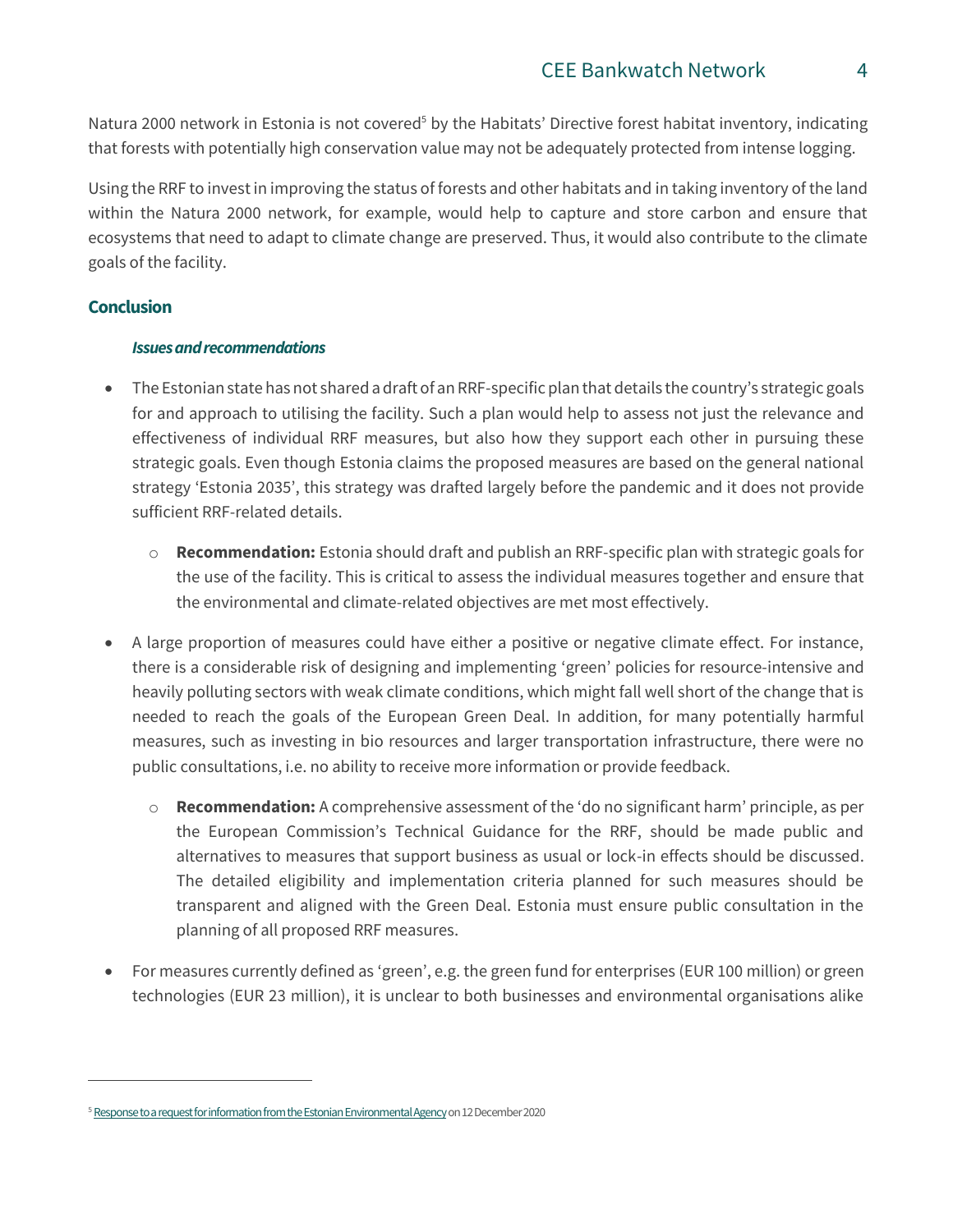Natura 2000 network in Estonia is not covered[5] by the Habitats' Directive forest habitat inventory, indicating that forests with potentially high conservation value may not be adequately protected from intense logging.

Using the RRF to invest in improving the status of forests and other habitats and in taking inventory of the land within the Natura 2000 network, for example, would help to capture and store carbon and ensure that ecosystems that need to adapt to climate change are preserved. Thus, it would also contribute to the climate goals of the facility.

## Conclusion

### *Issues and recommendations*

- The Estonian state has not shared a draft of an RRF-specific plan that details the country's strategic goals for and approach to utilising the facility. Such a plan would help to assess not just the relevance and effectiveness of individual RRF measures, but also how they support each other in pursuing these strategic goals. Even though Estonia claims the proposed measures are based on the general national strategy 'Estonia 2035', this strategy was drafted largely before the pandemic and it does not provide sufficient RRF-related details.
  - **Recommendation:** Estonia should draft and publish an RRF-specific plan with strategic goals for the use of the facility. This is critical to assess the individual measures together and ensure that the environmental and climate-related objectives are met most effectively.
- A large proportion of measures could have either a positive or negative climate effect. For instance, there is a considerable risk of designing and implementing 'green' policies for resource-intensive and heavily polluting sectors with weak climate conditions, which might fall well short of the change that is needed to reach the goals of the European Green Deal. In addition, for many potentially harmful measures, such as investing in bio resources and larger transportation infrastructure, there were no public consultations, i.e. no ability to receive more information or provide feedback.
  - **Recommendation:** A comprehensive assessment of the 'do no significant harm' principle, as per the European Commission's Technical Guidance for the RRF, should be made public and alternatives to measures that support business as usual or lock-in effects should be discussed. The detailed eligibility and implementation criteria planned for such measures should be transparent and aligned with the Green Deal. Estonia must ensure public consultation in the planning of all proposed RRF measures.
- For measures currently defined as 'green', e.g. the green fund for enterprises (EUR 100 million) or green technologies (EUR 23 million), it is unclear to both businesses and environmental organisations alike

---

[5] Response to a request for information from the Estonian Environmental Agency on 12 December 2020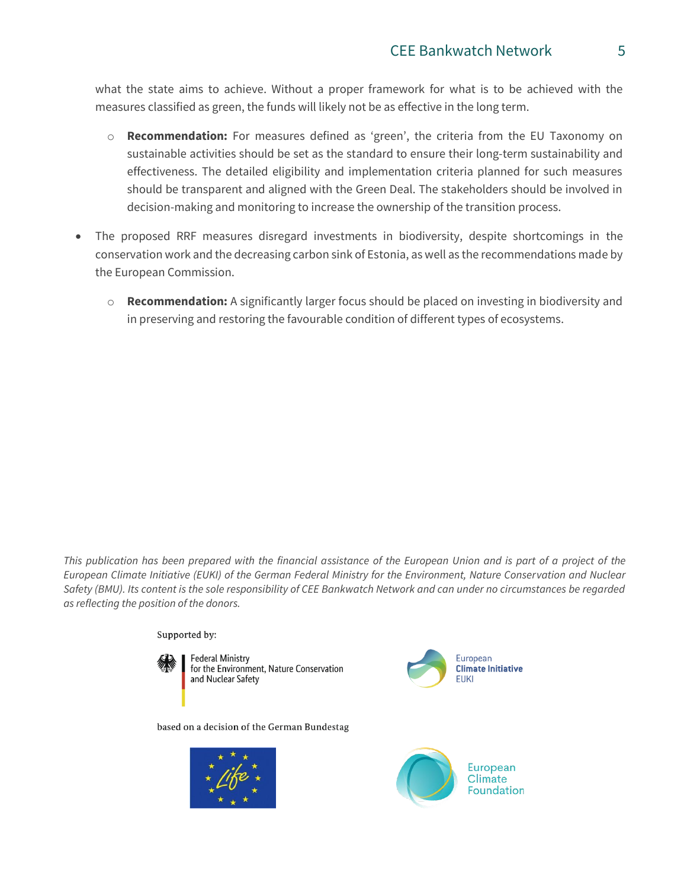what the state aims to achieve. Without a proper framework for what is to be achieved with the measures classified as green, the funds will likely not be as effective in the long term.

  - **Recommendation:** For measures defined as 'green', the criteria from the EU Taxonomy on sustainable activities should be set as the standard to ensure their long-term sustainability and effectiveness. The detailed eligibility and implementation criteria planned for such measures should be transparent and aligned with the Green Deal. The stakeholders should be involved in decision-making and monitoring to increase the ownership of the transition process.

- The proposed RRF measures disregard investments in biodiversity, despite shortcomings in the conservation work and the decreasing carbon sink of Estonia, as well as the recommendations made by the European Commission.

  - **Recommendation:** A significantly larger focus should be placed on investing in biodiversity and in preserving and restoring the favourable condition of different types of ecosystems.

*This publication has been prepared with the financial assistance of the European Union and is part of a project of the European Climate Initiative (EUKI) of the German Federal Ministry for the Environment, Nature Conservation and Nuclear Safety (BMU). Its content is the sole responsibility of CEE Bankwatch Network and can under no circumstances be regarded as reflecting the position of the donors.*

Supported by:

Federal Ministry for the Environment, Nature Conservation and Nuclear Safety

European Climate Initiative EUKI

based on a decision of the German Bundestag

Life

European Climate Foundation